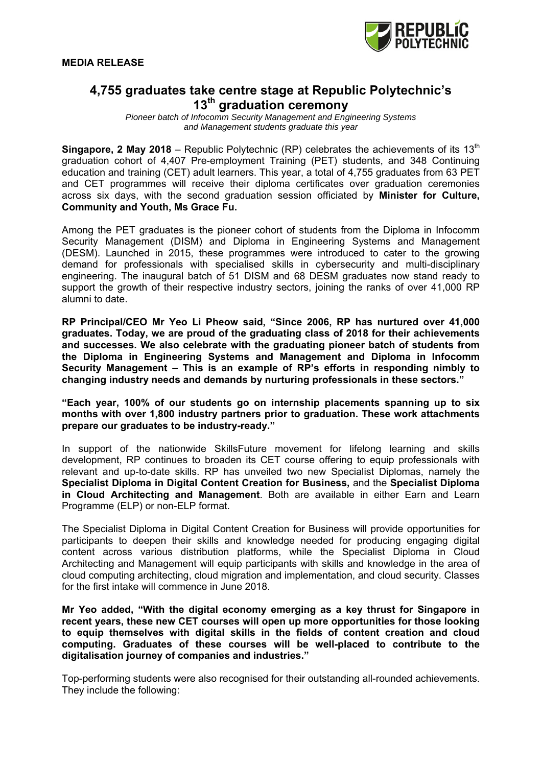**MEDIA RELEASE**

# 4,755 graduates take centre stage at Republic Polytechnic's 13th graduation ceremony

*Pioneer batch of Infocomm Security Management and Engineering Systems and Management students graduate this year*

**Singapore, 2 May 2018** – Republic Polytechnic (RP) celebrates the achievements of its 13th graduation cohort of 4,407 Pre-employment Training (PET) students, and 348 Continuing education and training (CET) adult learners. This year, a total of 4,755 graduates from 63 PET and CET programmes will receive their diploma certificates over graduation ceremonies across six days, with the second graduation session officiated by **Minister for Culture, Community and Youth, Ms Grace Fu.**

Among the PET graduates is the pioneer cohort of students from the Diploma in Infocomm Security Management (DISM) and Diploma in Engineering Systems and Management (DESM). Launched in 2015, these programmes were introduced to cater to the growing demand for professionals with specialised skills in cybersecurity and multi-disciplinary engineering. The inaugural batch of 51 DISM and 68 DESM graduates now stand ready to support the growth of their respective industry sectors, joining the ranks of over 41,000 RP alumni to date.

**RP Principal/CEO Mr Yeo Li Pheow said, "Since 2006, RP has nurtured over 41,000 graduates. Today, we are proud of the graduating class of 2018 for their achievements and successes. We also celebrate with the graduating pioneer batch of students from the Diploma in Engineering Systems and Management and Diploma in Infocomm Security Management – This is an example of RP's efforts in responding nimbly to changing industry needs and demands by nurturing professionals in these sectors."**

**"Each year, 100% of our students go on internship placements spanning up to six months with over 1,800 industry partners prior to graduation. These work attachments prepare our graduates to be industry-ready."**

In support of the nationwide SkillsFuture movement for lifelong learning and skills development, RP continues to broaden its CET course offering to equip professionals with relevant and up-to-date skills. RP has unveiled two new Specialist Diplomas, namely the **Specialist Diploma in Digital Content Creation for Business,** and the **Specialist Diploma in Cloud Architecting and Management**. Both are available in either Earn and Learn Programme (ELP) or non-ELP format.

The Specialist Diploma in Digital Content Creation for Business will provide opportunities for participants to deepen their skills and knowledge needed for producing engaging digital content across various distribution platforms, while the Specialist Diploma in Cloud Architecting and Management will equip participants with skills and knowledge in the area of cloud computing architecting, cloud migration and implementation, and cloud security. Classes for the first intake will commence in June 2018.

**Mr Yeo added, "With the digital economy emerging as a key thrust for Singapore in recent years, these new CET courses will open up more opportunities for those looking to equip themselves with digital skills in the fields of content creation and cloud computing. Graduates of these courses will be well-placed to contribute to the digitalisation journey of companies and industries."**

Top-performing students were also recognised for their outstanding all-rounded achievements. They include the following: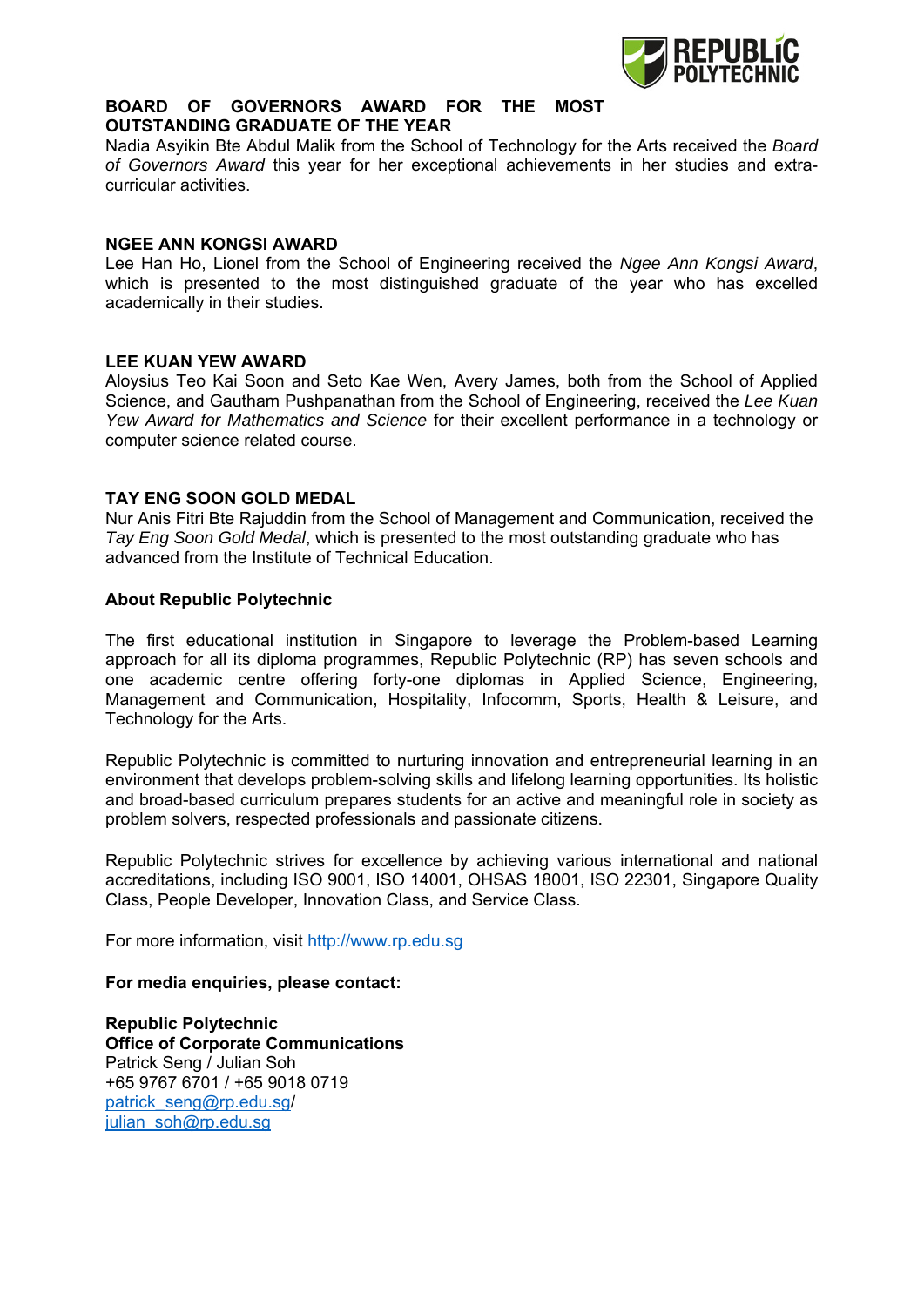### BOARD OF GOVERNORS AWARD FOR THE MOST OUTSTANDING GRADUATE OF THE YEAR

Nadia Asyikin Bte Abdul Malik from the School of Technology for the Arts received the *Board of Governors Award* this year for her exceptional achievements in her studies and extra-curricular activities.

### NGEE ANN KONGSI AWARD

Lee Han Ho, Lionel from the School of Engineering received the *Ngee Ann Kongsi Award*, which is presented to the most distinguished graduate of the year who has excelled academically in their studies.

### LEE KUAN YEW AWARD

Aloysius Teo Kai Soon and Seto Kae Wen, Avery James, both from the School of Applied Science, and Gautham Pushpanathan from the School of Engineering, received the *Lee Kuan Yew Award for Mathematics and Science* for their excellent performance in a technology or computer science related course.

### TAY ENG SOON GOLD MEDAL

Nur Anis Fitri Bte Rajuddin from the School of Management and Communication, received the *Tay Eng Soon Gold Medal*, which is presented to the most outstanding graduate who has advanced from the Institute of Technical Education.

### About Republic Polytechnic

The first educational institution in Singapore to leverage the Problem-based Learning approach for all its diploma programmes, Republic Polytechnic (RP) has seven schools and one academic centre offering forty-one diplomas in Applied Science, Engineering, Management and Communication, Hospitality, Infocomm, Sports, Health & Leisure, and Technology for the Arts.

Republic Polytechnic is committed to nurturing innovation and entrepreneurial learning in an environment that develops problem-solving skills and lifelong learning opportunities. Its holistic and broad-based curriculum prepares students for an active and meaningful role in society as problem solvers, respected professionals and passionate citizens.

Republic Polytechnic strives for excellence by achieving various international and national accreditations, including ISO 9001, ISO 14001, OHSAS 18001, ISO 22301, Singapore Quality Class, People Developer, Innovation Class, and Service Class.

For more information, visit http://www.rp.edu.sg

**For media enquiries, please contact:**

**Republic Polytechnic**
**Office of Corporate Communications**
Patrick Seng / Julian Soh
+65 9767 6701 / +65 9018 0719
patrick_seng@rp.edu.sg/
julian_soh@rp.edu.sg